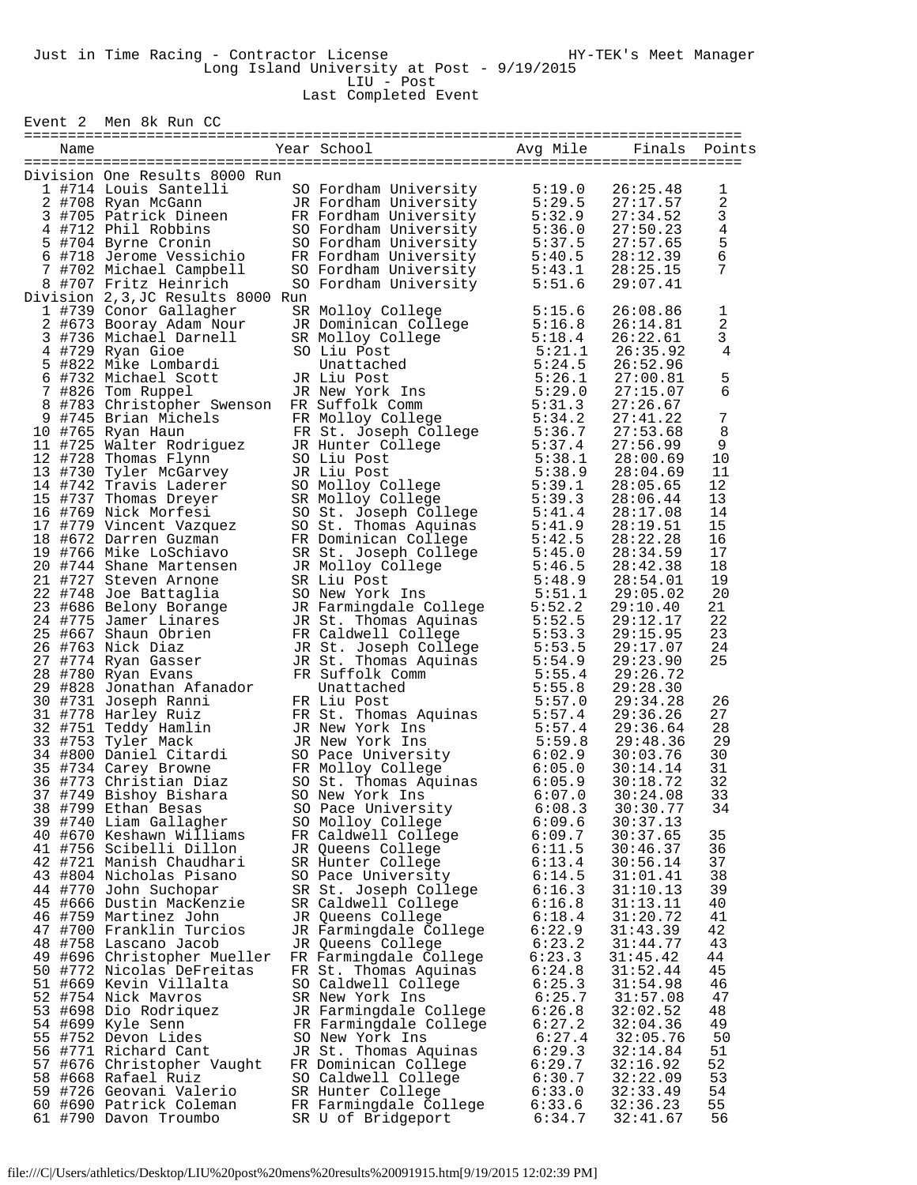Just in Time Racing - Contractor License HY-TEK's Meet Manager

Long Island University at Post - 9/19/2015

LIU - Post

Last Completed Event

## Event 2 Men 8k Run CC

### Division One Results 8000 Run

| Place | Name | Year | School | Avg Mile | Finals | Points |
|---|---|---|---|---|---|---|
| 1 | #714 Louis Santelli | SO | Fordham University | 5:19.0 | 26:25.48 | 1 |
| 2 | #708 Ryan McGann | JR | Fordham University | 5:29.5 | 27:17.57 | 2 |
| 3 | #705 Patrick Dineen | FR | Fordham University | 5:32.9 | 27:34.52 | 3 |
| 4 | #712 Phil Robbins | SO | Fordham University | 5:36.0 | 27:50.23 | 4 |
| 5 | #704 Byrne Cronin | SO | Fordham University | 5:37.5 | 27:57.65 | 5 |
| 6 | #718 Jerome Vessichio | FR | Fordham University | 5:40.5 | 28:12.39 | 6 |
| 7 | #702 Michael Campbell | SO | Fordham University | 5:43.1 | 28:25.15 | 7 |
| 8 | #707 Fritz Heinrich | SO | Fordham University | 5:51.6 | 29:07.41 | |

### Division 2,3,JC Results 8000 Run

| Place | Name | Year | School | Avg Mile | Finals | Points |
|---|---|---|---|---|---|---|
| 1 | #739 Conor Gallagher | SR | Molloy College | 5:15.6 | 26:08.86 | 1 |
| 2 | #673 Booray Adam Nour | JR | Dominican College | 5:16.8 | 26:14.81 | 2 |
| 3 | #736 Michael Darnell | SR | Molloy College | 5:18.4 | 26:22.61 | 3 |
| 4 | #729 Ryan Gioe | SO | Liu Post | 5:21.1 | 26:35.92 | 4 |
| 5 | #822 Mike Lombardi | | Unattached | 5:24.5 | 26:52.96 | |
| 6 | #732 Michael Scott | JR | Liu Post | 5:26.1 | 27:00.81 | 5 |
| 7 | #826 Tom Ruppel | JR | New York Ins | 5:29.0 | 27:15.07 | 6 |
| 8 | #783 Christopher Swenson | FR | Suffolk Comm | 5:31.3 | 27:26.67 | |
| 9 | #745 Brian Michels | FR | Molloy College | 5:34.2 | 27:41.22 | 7 |
| 10 | #765 Ryan Haun | FR | St. Joseph College | 5:36.7 | 27:53.68 | 8 |
| 11 | #725 Walter Rodriguez | JR | Hunter College | 5:37.4 | 27:56.99 | 9 |
| 12 | #728 Thomas Flynn | SO | Liu Post | 5:38.1 | 28:00.69 | 10 |
| 13 | #730 Tyler McGarvey | JR | Liu Post | 5:38.9 | 28:04.69 | 11 |
| 14 | #742 Travis Laderer | SO | Molloy College | 5:39.1 | 28:05.65 | 12 |
| 15 | #737 Thomas Dreyer | SR | Molloy College | 5:39.3 | 28:06.44 | 13 |
| 16 | #769 Nick Morfesi | SO | St. Joseph College | 5:41.4 | 28:17.08 | 14 |
| 17 | #779 Vincent Vazquez | SO | St. Thomas Aquinas | 5:41.9 | 28:19.51 | 15 |
| 18 | #672 Darren Guzman | FR | Dominican College | 5:42.5 | 28:22.28 | 16 |
| 19 | #766 Mike LoSchiavo | SR | St. Joseph College | 5:45.0 | 28:34.59 | 17 |
| 20 | #744 Shane Martensen | JR | Molloy College | 5:46.5 | 28:42.38 | 18 |
| 21 | #727 Steven Arnone | SR | Liu Post | 5:48.9 | 28:54.01 | 19 |
| 22 | #748 Joe Battaglia | SO | New York Ins | 5:51.1 | 29:05.02 | 20 |
| 23 | #686 Belony Borange | JR | Farmingdale College | 5:52.2 | 29:10.40 | 21 |
| 24 | #775 Jamer Linares | JR | St. Thomas Aquinas | 5:52.5 | 29:12.17 | 22 |
| 25 | #667 Shaun Obrien | FR | Caldwell College | 5:53.3 | 29:15.95 | 23 |
| 26 | #763 Nick Diaz | JR | St. Joseph College | 5:53.5 | 29:17.07 | 24 |
| 27 | #774 Ryan Gasser | JR | St. Thomas Aquinas | 5:54.9 | 29:23.90 | 25 |
| 28 | #780 Ryan Evans | FR | Suffolk Comm | 5:55.4 | 29:26.72 | |
| 29 | #828 Jonathan Afanador | | Unattached | 5:55.8 | 29:28.30 | |
| 30 | #731 Joseph Ranni | FR | Liu Post | 5:57.0 | 29:34.28 | 26 |
| 31 | #778 Harley Ruiz | FR | St. Thomas Aquinas | 5:57.4 | 29:36.26 | 27 |
| 32 | #751 Teddy Hamlin | JR | New York Ins | 5:57.4 | 29:36.64 | 28 |
| 33 | #753 Tyler Mack | JR | New York Ins | 5:59.8 | 29:48.36 | 29 |
| 34 | #800 Daniel Citardi | SO | Pace University | 6:02.9 | 30:03.76 | 30 |
| 35 | #734 Carey Browne | FR | Molloy College | 6:05.0 | 30:14.14 | 31 |
| 36 | #773 Christian Diaz | SO | St. Thomas Aquinas | 6:05.9 | 30:18.72 | 32 |
| 37 | #749 Bishoy Bishara | SO | New York Ins | 6:07.0 | 30:24.08 | 33 |
| 38 | #799 Ethan Besas | SO | Pace University | 6:08.3 | 30:30.77 | 34 |
| 39 | #740 Liam Gallagher | SO | Molloy College | 6:09.6 | 30:37.13 | |
| 40 | #670 Keshawn Williams | FR | Caldwell College | 6:09.7 | 30:37.65 | 35 |
| 41 | #756 Scibelli Dillon | JR | Queens College | 6:11.5 | 30:46.37 | 36 |
| 42 | #721 Manish Chaudhari | SR | Hunter College | 6:13.4 | 30:56.14 | 37 |
| 43 | #804 Nicholas Pisano | SO | Pace University | 6:14.5 | 31:01.41 | 38 |
| 44 | #770 John Suchopar | SR | St. Joseph College | 6:16.3 | 31:10.13 | 39 |
| 45 | #666 Dustin MacKenzie | SR | Caldwell College | 6:16.8 | 31:13.11 | 40 |
| 46 | #759 Martinez John | JR | Queens College | 6:18.4 | 31:20.72 | 41 |
| 47 | #700 Franklin Turcios | JR | Farmingdale College | 6:22.9 | 31:43.39 | 42 |
| 48 | #758 Lascano Jacob | JR | Queens College | 6:23.2 | 31:44.77 | 43 |
| 49 | #696 Christopher Mueller | FR | Farmingdale College | 6:23.3 | 31:45.42 | 44 |
| 50 | #772 Nicolas DeFreitas | FR | St. Thomas Aquinas | 6:24.8 | 31:52.44 | 45 |
| 51 | #669 Kevin Villalta | SO | Caldwell College | 6:25.3 | 31:54.98 | 46 |
| 52 | #754 Nick Mavros | SR | New York Ins | 6:25.7 | 31:57.08 | 47 |
| 53 | #698 Dio Rodriquez | JR | Farmingdale College | 6:26.8 | 32:02.52 | 48 |
| 54 | #699 Kyle Senn | FR | Farmingdale College | 6:27.2 | 32:04.36 | 49 |
| 55 | #752 Devon Lides | SO | New York Ins | 6:27.4 | 32:05.76 | 50 |
| 56 | #771 Richard Cant | JR | St. Thomas Aquinas | 6:29.3 | 32:14.84 | 51 |
| 57 | #676 Christopher Vaught | FR | Dominican College | 6:29.7 | 32:16.92 | 52 |
| 58 | #668 Rafael Ruiz | SO | Caldwell College | 6:30.7 | 32:22.09 | 53 |
| 59 | #726 Geovani Valerio | SR | Hunter College | 6:33.0 | 32:33.49 | 54 |
| 60 | #690 Patrick Coleman | FR | Farmingdale College | 6:33.6 | 32:36.23 | 55 |
| 61 | #790 Davon Troumbo | SR | U of Bridgeport | 6:34.7 | 32:41.67 | 56 |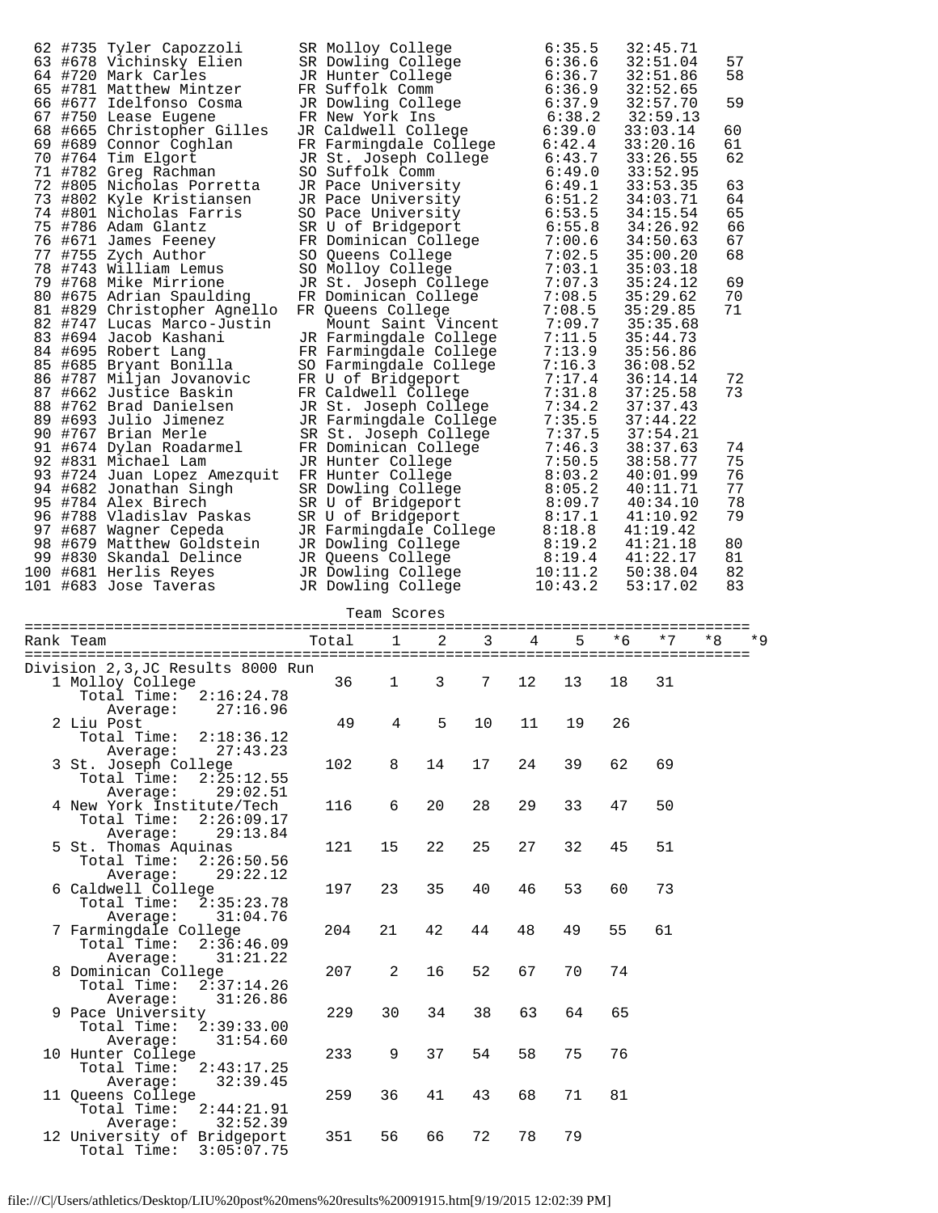| Place | Bib | Name | Yr | Team | Pace | Time | Points |
|---|---|---|---|---|---|---|---|
| 62 | #735 | Tyler Capozzoli | SR | Molloy College | 6:35.5 | 32:45.71 | |
| 63 | #678 | Vichinsky Elien | SR | Dowling College | 6:36.6 | 32:51.04 | 57 |
| 64 | #720 | Mark Carles | JR | Hunter College | 6:36.7 | 32:51.86 | 58 |
| 65 | #781 | Matthew Mintzer | FR | Suffolk Comm | 6:36.9 | 32:52.65 | |
| 66 | #677 | Idelfonso Cosma | JR | Dowling College | 6:37.9 | 32:57.70 | 59 |
| 67 | #750 | Lease Eugene | FR | New York Ins | 6:38.2 | 32:59.13 | |
| 68 | #665 | Christopher Gilles | JR | Caldwell College | 6:39.0 | 33:03.14 | 60 |
| 69 | #689 | Connor Coghlan | FR | Farmingdale College | 6:42.4 | 33:20.16 | 61 |
| 70 | #764 | Tim Elgort | JR | St. Joseph College | 6:43.7 | 33:26.55 | 62 |
| 71 | #782 | Greg Rachman | SO | Suffolk Comm | 6:49.0 | 33:52.95 | |
| 72 | #805 | Nicholas Porretta | JR | Pace University | 6:49.1 | 33:53.35 | 63 |
| 73 | #802 | Kyle Kristiansen | JR | Pace University | 6:51.2 | 34:03.71 | 64 |
| 74 | #801 | Nicholas Farris | SO | Pace University | 6:53.5 | 34:15.54 | 65 |
| 75 | #786 | Adam Glantz | SR | U of Bridgeport | 6:55.8 | 34:26.92 | 66 |
| 76 | #671 | James Feeney | FR | Dominican College | 7:00.6 | 34:50.63 | 67 |
| 77 | #755 | Zych Author | SO | Queens College | 7:02.5 | 35:00.20 | 68 |
| 78 | #743 | William Lemus | SO | Molloy College | 7:03.1 | 35:03.18 | |
| 79 | #768 | Mike Mirrione | JR | St. Joseph College | 7:07.3 | 35:24.12 | 69 |
| 80 | #675 | Adrian Spaulding | FR | Dominican College | 7:08.5 | 35:29.62 | 70 |
| 81 | #829 | Christopher Agnello | FR | Queens College | 7:08.5 | 35:29.85 | 71 |
| 82 | #747 | Lucas Marco-Justin | | Mount Saint Vincent | 7:09.7 | 35:35.68 | |
| 83 | #694 | Jacob Kashani | JR | Farmingdale College | 7:11.5 | 35:44.73 | |
| 84 | #695 | Robert Lang | FR | Farmingdale College | 7:13.9 | 35:56.86 | |
| 85 | #685 | Bryant Bonilla | SO | Farmingdale College | 7:16.3 | 36:08.52 | |
| 86 | #787 | Miljan Jovanovic | FR | U of Bridgeport | 7:17.4 | 36:14.14 | 72 |
| 87 | #662 | Justice Baskin | FR | Caldwell College | 7:31.8 | 37:25.58 | 73 |
| 88 | #762 | Brad Danielsen | JR | St. Joseph College | 7:34.2 | 37:37.43 | |
| 89 | #693 | Julio Jimenez | JR | Farmingdale College | 7:35.5 | 37:44.22 | |
| 90 | #767 | Brian Merle | SR | St. Joseph College | 7:37.5 | 37:54.21 | |
| 91 | #674 | Dylan Roadarmel | FR | Dominican College | 7:46.3 | 38:37.63 | 74 |
| 92 | #831 | Michael Lam | JR | Hunter College | 7:50.5 | 38:58.77 | 75 |
| 93 | #724 | Juan Lopez Amezquit | FR | Hunter College | 8:03.2 | 40:01.99 | 76 |
| 94 | #682 | Jonathan Singh | SR | Dowling College | 8:05.2 | 40:11.71 | 77 |
| 95 | #784 | Alex Birech | SR | U of Bridgeport | 8:09.7 | 40:34.10 | 78 |
| 96 | #788 | Vladislav Paskas | SR | U of Bridgeport | 8:17.1 | 41:10.92 | 79 |
| 97 | #687 | Wagner Cepeda | JR | Farmingdale College | 8:18.8 | 41:19.42 | |
| 98 | #679 | Matthew Goldstein | JR | Dowling College | 8:19.2 | 41:21.18 | 80 |
| 99 | #830 | Skandal Delince | JR | Queens College | 8:19.4 | 41:22.17 | 81 |
| 100 | #681 | Herlis Reyes | JR | Dowling College | 10:11.2 | 50:38.04 | 82 |
| 101 | #683 | Jose Taveras | JR | Dowling College | 10:43.2 | 53:17.02 | 83 |

## Team Scores

Division 2,3,JC Results 8000 Run

| Rank | Team | Total | 1 | 2 | 3 | 4 | 5 | *6 | *7 | *8 | *9 |
|---|---|---|---|---|---|---|---|---|---|---|---|
| 1 | Molloy College<br>Total Time: 2:16:24.78<br>Average: 27:16.96 | 36 | 1 | 3 | 7 | 12 | 13 | 18 | 31 | | |
| 2 | Liu Post<br>Total Time: 2:18:36.12<br>Average: 27:43.23 | 49 | 4 | 5 | 10 | 11 | 19 | 26 | | | |
| 3 | St. Joseph College<br>Total Time: 2:25:12.55<br>Average: 29:02.51 | 102 | 8 | 14 | 17 | 24 | 39 | 62 | 69 | | |
| 4 | New York Institute/Tech<br>Total Time: 2:26:09.17<br>Average: 29:13.84 | 116 | 6 | 20 | 28 | 29 | 33 | 47 | 50 | | |
| 5 | St. Thomas Aquinas<br>Total Time: 2:26:50.56<br>Average: 29:22.12 | 121 | 15 | 22 | 25 | 27 | 32 | 45 | 51 | | |
| 6 | Caldwell College<br>Total Time: 2:35:23.78<br>Average: 31:04.76 | 197 | 23 | 35 | 40 | 46 | 53 | 60 | 73 | | |
| 7 | Farmingdale College<br>Total Time: 2:36:46.09<br>Average: 31:21.22 | 204 | 21 | 42 | 44 | 48 | 49 | 55 | 61 | | |
| 8 | Dominican College<br>Total Time: 2:37:14.26<br>Average: 31:26.86 | 207 | 2 | 16 | 52 | 67 | 70 | 74 | | | |
| 9 | Pace University<br>Total Time: 2:39:33.00<br>Average: 31:54.60 | 229 | 30 | 34 | 38 | 63 | 64 | 65 | | | |
| 10 | Hunter College<br>Total Time: 2:43:17.25<br>Average: 32:39.45 | 233 | 9 | 37 | 54 | 58 | 75 | 76 | | | |
| 11 | Queens College<br>Total Time: 2:44:21.91<br>Average: 32:52.39 | 259 | 36 | 41 | 43 | 68 | 71 | 81 | | | |
| 12 | University of Bridgeport<br>Total Time: 3:05:07.75 | 351 | 56 | 66 | 72 | 78 | 79 | | | | |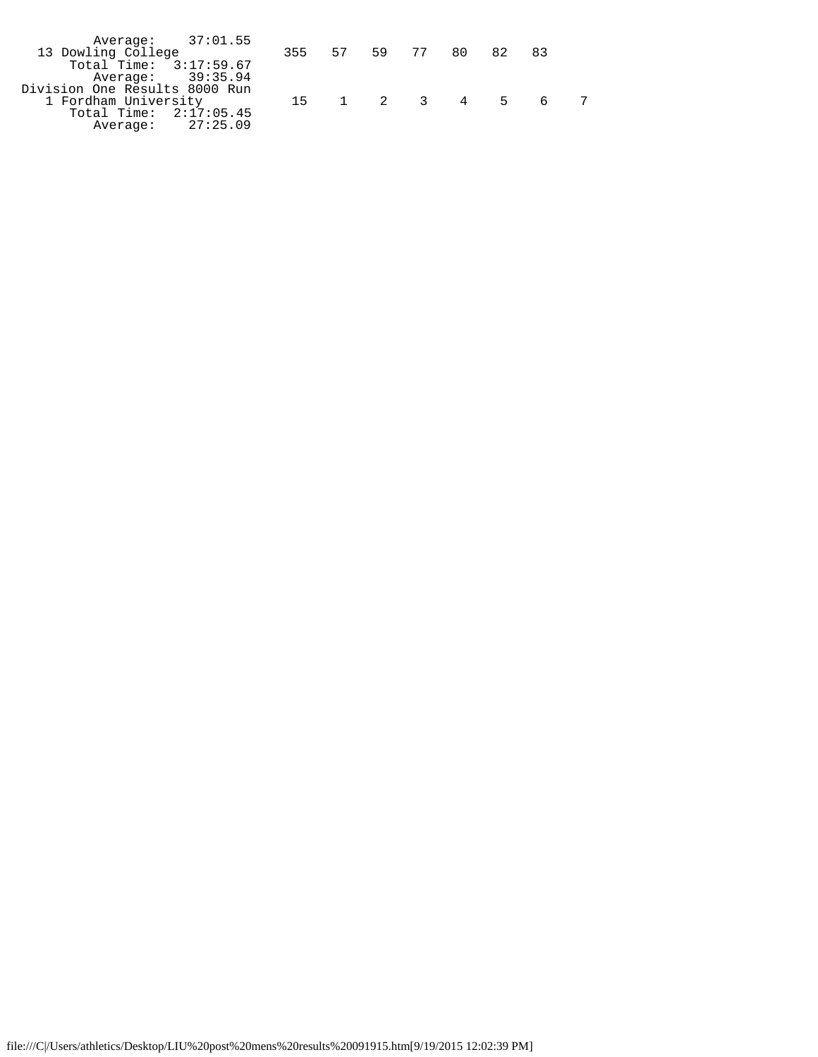```
       Average:    37:01.55
 13 Dowling College            355   57   59   77   80   82   83
     Total Time:  3:17:59.67
        Average:    39:35.94
Division One Results 8000 Run
  1 Fordham University          15    1    2    3    4    5    6    7
     Total Time:  2:17:05.45
        Average:    27:25.09
```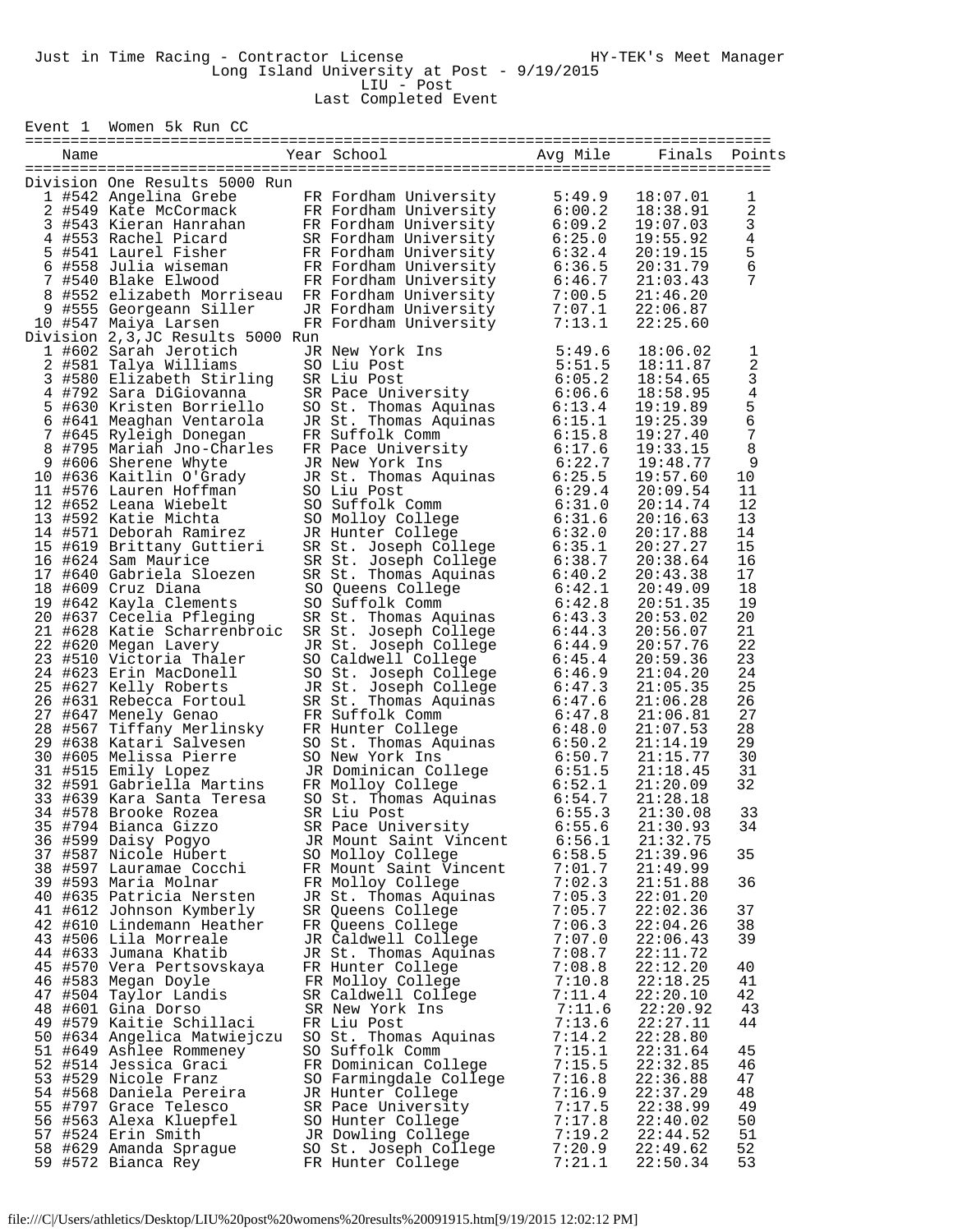Just in Time Racing - Contractor License HY-TEK's Meet Manager

Long Island University at Post - 9/19/2015

LIU - Post

Last Completed Event

Event 1 Women 5k Run CC

| | Name | Year | School | Avg Mile | Finals | Points |
|---|---|---|---|---|---|---|
| **Division One Results 5000 Run** | | | | | | |
| 1 | #542 Angelina Grebe | FR | Fordham University | 5:49.9 | 18:07.01 | 1 |
| 2 | #549 Kate McCormack | FR | Fordham University | 6:00.2 | 18:38.91 | 2 |
| 3 | #543 Kieran Hanrahan | FR | Fordham University | 6:09.2 | 19:07.03 | 3 |
| 4 | #553 Rachel Picard | SR | Fordham University | 6:25.0 | 19:55.92 | 4 |
| 5 | #541 Laurel Fisher | FR | Fordham University | 6:32.4 | 20:19.15 | 5 |
| 6 | #558 Julia wiseman | FR | Fordham University | 6:36.5 | 20:31.79 | 6 |
| 7 | #540 Blake Elwood | FR | Fordham University | 6:46.7 | 21:03.43 | 7 |
| 8 | #552 elizabeth Morriseau | FR | Fordham University | 7:00.5 | 21:46.20 | |
| 9 | #555 Georgeann Siller | JR | Fordham University | 7:07.1 | 22:06.87 | |
| 10 | #547 Maiya Larsen | FR | Fordham University | 7:13.1 | 22:25.60 | |
| **Division 2,3,JC Results 5000 Run** | | | | | | |
| 1 | #602 Sarah Jerotich | JR | New York Ins | 5:49.6 | 18:06.02 | 1 |
| 2 | #581 Talya Williams | SO | Liu Post | 5:51.5 | 18:11.87 | 2 |
| 3 | #580 Elizabeth Stirling | SR | Liu Post | 6:05.2 | 18:54.65 | 3 |
| 4 | #792 Sara DiGiovanna | SR | Pace University | 6:06.6 | 18:58.95 | 4 |
| 5 | #630 Kristen Borriello | SO | St. Thomas Aquinas | 6:13.4 | 19:19.89 | 5 |
| 6 | #641 Meaghan Ventarola | JR | St. Thomas Aquinas | 6:15.1 | 19:25.39 | 6 |
| 7 | #645 Ryleigh Donegan | FR | Suffolk Comm | 6:15.8 | 19:27.40 | 7 |
| 8 | #795 Mariah Jno-Charles | FR | Pace University | 6:17.6 | 19:33.15 | 8 |
| 9 | #606 Sherene Whyte | JR | New York Ins | 6:22.7 | 19:48.77 | 9 |
| 10 | #636 Kaitlin O'Grady | JR | St. Thomas Aquinas | 6:25.5 | 19:57.60 | 10 |
| 11 | #576 Lauren Hoffman | SO | Liu Post | 6:29.4 | 20:09.54 | 11 |
| 12 | #652 Leana Wiebelt | SO | Suffolk Comm | 6:31.0 | 20:14.74 | 12 |
| 13 | #592 Katie Michta | SO | Molloy College | 6:31.6 | 20:16.63 | 13 |
| 14 | #571 Deborah Ramirez | JR | Hunter College | 6:32.0 | 20:17.88 | 14 |
| 15 | #619 Brittany Guttieri | SR | St. Joseph College | 6:35.1 | 20:27.27 | 15 |
| 16 | #624 Sam Maurice | SR | St. Joseph College | 6:38.7 | 20:38.64 | 16 |
| 17 | #640 Gabriela Sloezen | SR | St. Thomas Aquinas | 6:40.2 | 20:43.38 | 17 |
| 18 | #609 Cruz Diana | SO | Queens College | 6:42.1 | 20:49.09 | 18 |
| 19 | #642 Kayla Clements | SO | Suffolk Comm | 6:42.8 | 20:51.35 | 19 |
| 20 | #637 Cecelia Pfleging | SR | St. Thomas Aquinas | 6:43.3 | 20:53.02 | 20 |
| 21 | #628 Katie Scharrenbroic | SR | St. Joseph College | 6:44.3 | 20:56.07 | 21 |
| 22 | #620 Megan Lavery | JR | St. Joseph College | 6:44.9 | 20:57.76 | 22 |
| 23 | #510 Victoria Thaler | SO | Caldwell College | 6:45.4 | 20:59.36 | 23 |
| 24 | #623 Erin MacDonell | SO | St. Joseph College | 6:46.9 | 21:04.20 | 24 |
| 25 | #627 Kelly Roberts | JR | St. Joseph College | 6:47.3 | 21:05.35 | 25 |
| 26 | #631 Rebecca Fortoul | SR | St. Thomas Aquinas | 6:47.6 | 21:06.28 | 26 |
| 27 | #647 Menely Genao | FR | Suffolk Comm | 6:47.8 | 21:06.81 | 27 |
| 28 | #567 Tiffany Merlinsky | FR | Hunter College | 6:48.0 | 21:07.53 | 28 |
| 29 | #638 Katari Salvesen | SO | St. Thomas Aquinas | 6:50.2 | 21:14.19 | 29 |
| 30 | #605 Melissa Pierre | SO | New York Ins | 6:50.7 | 21:15.77 | 30 |
| 31 | #515 Emily Lopez | JR | Dominican College | 6:51.5 | 21:18.45 | 31 |
| 32 | #591 Gabriella Martins | FR | Molloy College | 6:52.1 | 21:20.09 | 32 |
| 33 | #639 Kara Santa Teresa | SO | St. Thomas Aquinas | 6:54.7 | 21:28.18 | |
| 34 | #578 Brooke Rozea | SR | Liu Post | 6:55.3 | 21:30.08 | 33 |
| 35 | #794 Bianca Gizzo | SR | Pace University | 6:55.6 | 21:30.93 | 34 |
| 36 | #599 Daisy Pogyo | JR | Mount Saint Vincent | 6:56.1 | 21:32.75 | |
| 37 | #587 Nicole Hubert | SO | Molloy College | 6:58.5 | 21:39.96 | 35 |
| 38 | #597 Lauramae Cocchi | FR | Mount Saint Vincent | 7:01.7 | 21:49.99 | |
| 39 | #593 Maria Molnar | FR | Molloy College | 7:02.3 | 21:51.88 | 36 |
| 40 | #635 Patricia Nersten | JR | St. Thomas Aquinas | 7:05.3 | 22:01.20 | |
| 41 | #612 Johnson Kymberly | SR | Queens College | 7:05.7 | 22:02.36 | 37 |
| 42 | #610 Lindemann Heather | FR | Queens College | 7:06.3 | 22:04.26 | 38 |
| 43 | #506 Lila Morreale | JR | Caldwell College | 7:07.0 | 22:06.43 | 39 |
| 44 | #633 Jumana Khatib | JR | St. Thomas Aquinas | 7:08.7 | 22:11.72 | |
| 45 | #570 Vera Pertsovskaya | FR | Hunter College | 7:08.8 | 22:12.20 | 40 |
| 46 | #583 Megan Doyle | FR | Molloy College | 7:10.8 | 22:18.25 | 41 |
| 47 | #504 Taylor Landis | SR | Caldwell College | 7:11.4 | 22:20.10 | 42 |
| 48 | #601 Gina Dorso | SR | New York Ins | 7:11.6 | 22:20.92 | 43 |
| 49 | #579 Kaitie Schillaci | FR | Liu Post | 7:13.6 | 22:27.11 | 44 |
| 50 | #634 Angelica Matwiejczu | SO | St. Thomas Aquinas | 7:14.2 | 22:28.80 | |
| 51 | #649 Ashlee Rommeney | SO | Suffolk Comm | 7:15.1 | 22:31.64 | 45 |
| 52 | #514 Jessica Graci | FR | Dominican College | 7:15.5 | 22:32.85 | 46 |
| 53 | #529 Nicole Franz | SO | Farmingdale College | 7:16.8 | 22:36.88 | 47 |
| 54 | #568 Daniela Pereira | JR | Hunter College | 7:16.9 | 22:37.29 | 48 |
| 55 | #797 Grace Telesco | SR | Pace University | 7:17.5 | 22:38.99 | 49 |
| 56 | #563 Alexa Kluepfel | SO | Hunter College | 7:17.8 | 22:40.02 | 50 |
| 57 | #524 Erin Smith | JR | Dowling College | 7:19.2 | 22:44.52 | 51 |
| 58 | #629 Amanda Sprague | SO | St. Joseph College | 7:20.9 | 22:49.62 | 52 |
| 59 | #572 Bianca Rey | FR | Hunter College | 7:21.1 | 22:50.34 | 53 |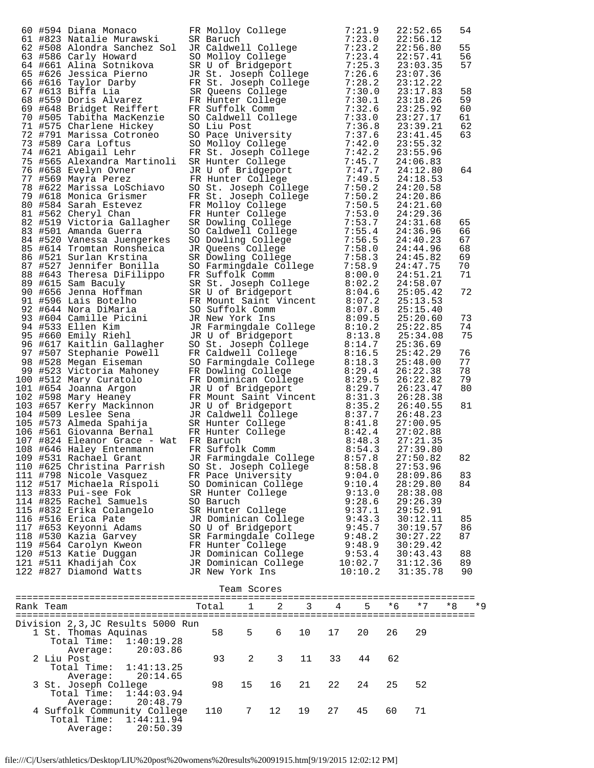| Place | # | Name | Yr | School | Avg Mile | Time | Score |
|---|---|---|---|---|---|---|---|
| 60 | #594 | Diana Monaco | FR | Molloy College | 7:21.9 | 22:52.65 | 54 |
| 61 | #823 | Natalie Murawski | SR | Baruch | 7:23.0 | 22:56.12 | |
| 62 | #508 | Alondra Sanchez Sol | JR | Caldwell College | 7:23.2 | 22:56.80 | 55 |
| 63 | #586 | Carly Howard | SO | Molloy College | 7:23.4 | 22:57.41 | 56 |
| 64 | #661 | Alina Sotnikova | SR | U of Bridgeport | 7:25.3 | 23:03.35 | 57 |
| 65 | #626 | Jessica Pierno | JR | St. Joseph College | 7:26.6 | 23:07.36 | |
| 66 | #616 | Taylor Darby | FR | St. Joseph College | 7:28.2 | 23:12.22 | |
| 67 | #613 | Biffa Lia | SR | Queens College | 7:30.0 | 23:17.83 | 58 |
| 68 | #559 | Doris Alvarez | FR | Hunter College | 7:30.1 | 23:18.26 | 59 |
| 69 | #648 | Bridget Reiffert | FR | Suffolk Comm | 7:32.6 | 23:25.92 | 60 |
| 70 | #505 | Tabitha MacKenzie | SO | Caldwell College | 7:33.0 | 23:27.17 | 61 |
| 71 | #575 | Charlene Hickey | SO | Liu Post | 7:36.8 | 23:39.21 | 62 |
| 72 | #791 | Marissa Cotroneo | SO | Pace University | 7:37.6 | 23:41.45 | 63 |
| 73 | #589 | Cara Loftus | SO | Molloy College | 7:42.0 | 23:55.32 | |
| 74 | #621 | Abigail Lehr | FR | St. Joseph College | 7:42.2 | 23:55.96 | |
| 75 | #565 | Alexandra Martinoli | SR | Hunter College | 7:45.7 | 24:06.83 | |
| 76 | #658 | Evelyn Ovner | JR | U of Bridgeport | 7:47.7 | 24:12.80 | 64 |
| 77 | #569 | Mayra Perez | FR | Hunter College | 7:49.5 | 24:18.53 | |
| 78 | #622 | Marissa LoSchiavo | SO | St. Joseph College | 7:50.2 | 24:20.58 | |
| 79 | #618 | Monica Grismer | FR | St. Joseph College | 7:50.2 | 24:20.86 | |
| 80 | #584 | Sarah Estevez | FR | Molloy College | 7:50.5 | 24:21.60 | |
| 81 | #562 | Cheryl Chan | FR | Hunter College | 7:53.0 | 24:29.36 | |
| 82 | #519 | Victoria Gallagher | SR | Dowling College | 7:53.7 | 24:31.68 | 65 |
| 83 | #501 | Amanda Guerra | SO | Caldwell College | 7:55.4 | 24:36.96 | 66 |
| 84 | #520 | Vanessa Juengerkes | SO | Dowling College | 7:56.5 | 24:40.23 | 67 |
| 85 | #614 | Tromtan Ronsheica | JR | Queens College | 7:58.0 | 24:44.96 | 68 |
| 86 | #521 | Surlan Krstina | SR | Dowling College | 7:58.3 | 24:45.82 | 69 |
| 87 | #527 | Jennifer Bonilla | SO | Farmingdale College | 7:58.9 | 24:47.75 | 70 |
| 88 | #643 | Theresa DiFilippo | FR | Suffolk Comm | 8:00.0 | 24:51.21 | 71 |
| 89 | #615 | Sam Baculy | SR | St. Joseph College | 8:02.2 | 24:58.07 | |
| 90 | #656 | Jenna Hoffman | SR | U of Bridgeport | 8:04.6 | 25:05.42 | 72 |
| 91 | #596 | Lais Botelho | FR | Mount Saint Vincent | 8:07.2 | 25:13.53 | |
| 92 | #644 | Nora DiMaria | SO | Suffolk Comm | 8:07.8 | 25:15.40 | |
| 93 | #604 | Camille Picini | JR | New York Ins | 8:09.5 | 25:20.60 | 73 |
| 94 | #533 | Ellen Kim | JR | Farmingdale College | 8:10.2 | 25:22.85 | 74 |
| 95 | #660 | Emily Riehl | JR | U of Bridgeport | 8:13.8 | 25:34.08 | 75 |
| 96 | #617 | Kaitlin Gallagher | SO | St. Joseph College | 8:14.7 | 25:36.69 | |
| 97 | #507 | Stephanie Powell | FR | Caldwell College | 8:16.5 | 25:42.29 | 76 |
| 98 | #528 | Megan Eiseman | SO | Farmingdale College | 8:18.3 | 25:48.00 | 77 |
| 99 | #523 | Victoria Mahoney | FR | Dowling College | 8:29.4 | 26:22.38 | 78 |
| 100 | #512 | Mary Curatolo | FR | Dominican College | 8:29.5 | 26:22.82 | 79 |
| 101 | #654 | Joanna Argon | JR | U of Bridgeport | 8:29.7 | 26:23.47 | 80 |
| 102 | #598 | Mary Heaney | FR | Mount Saint Vincent | 8:31.3 | 26:28.38 | |
| 103 | #657 | Kerry Mackinnon | JR | U of Bridgeport | 8:35.2 | 26:40.55 | 81 |
| 104 | #509 | Leslee Sena | JR | Caldwell College | 8:37.7 | 26:48.23 | |
| 105 | #573 | Almeda Spahija | SR | Hunter College | 8:41.8 | 27:00.95 | |
| 106 | #561 | Giovanna Bernal | FR | Hunter College | 8:42.4 | 27:02.88 | |
| 107 | #824 | Eleanor Grace - Wat | FR | Baruch | 8:48.3 | 27:21.35 | |
| 108 | #646 | Haley Entenmann | FR | Suffolk Comm | 8:54.3 | 27:39.80 | |
| 109 | #531 | Rachael Grant | JR | Farmingdale College | 8:57.8 | 27:50.82 | 82 |
| 110 | #625 | Christina Parrish | SO | St. Joseph College | 8:58.8 | 27:53.96 | |
| 111 | #798 | Nicole Vasquez | FR | Pace University | 9:04.0 | 28:09.86 | 83 |
| 112 | #517 | Michaela Rispoli | SO | Dominican College | 9:10.4 | 28:29.80 | 84 |
| 113 | #833 | Pui-see Fok | SR | Hunter College | 9:13.0 | 28:38.08 | |
| 114 | #825 | Rachel Samuels | SO | Baruch | 9:28.6 | 29:26.39 | |
| 115 | #832 | Erika Colangelo | SR | Hunter College | 9:37.1 | 29:52.91 | |
| 116 | #516 | Erica Pate | JR | Dominican College | 9:43.3 | 30:12.11 | 85 |
| 117 | #653 | Keyonni Adams | SO | U of Bridgeport | 9:45.7 | 30:19.57 | 86 |
| 118 | #530 | Kazia Garvey | SR | Farmingdale College | 9:48.2 | 30:27.22 | 87 |
| 119 | #564 | Carolyn Kweon | FR | Hunter College | 9:48.9 | 30:29.42 | |
| 120 | #513 | Katie Duggan | JR | Dominican College | 9:53.4 | 30:43.43 | 88 |
| 121 | #511 | Khadijah Cox | JR | Dominican College | 10:02.7 | 31:12.36 | 89 |
| 122 | #827 | Diamond Watts | JR | New York Ins | 10:10.2 | 31:35.78 | 90 |

## Team Scores

Division 2,3,JC Results 5000 Run

| Rank | Team | Total | 1 | 2 | 3 | 4 | 5 | *6 | *7 | *8 | *9 |
|---|---|---|---|---|---|---|---|---|---|---|---|
| 1 | St. Thomas Aquinas (Total Time: 1:40:19.28, Average: 20:03.86) | 58 | 5 | 6 | 10 | 17 | 20 | 26 | 29 | | |
| 2 | Liu Post (Total Time: 1:41:13.25, Average: 20:14.65) | 93 | 2 | 3 | 11 | 33 | 44 | 62 | | | |
| 3 | St. Joseph College (Total Time: 1:44:03.94, Average: 20:48.79) | 98 | 15 | 16 | 21 | 22 | 24 | 25 | 52 | | |
| 4 | Suffolk Community College (Total Time: 1:44:11.94, Average: 20:50.39) | 110 | 7 | 12 | 19 | 27 | 45 | 60 | 71 | | |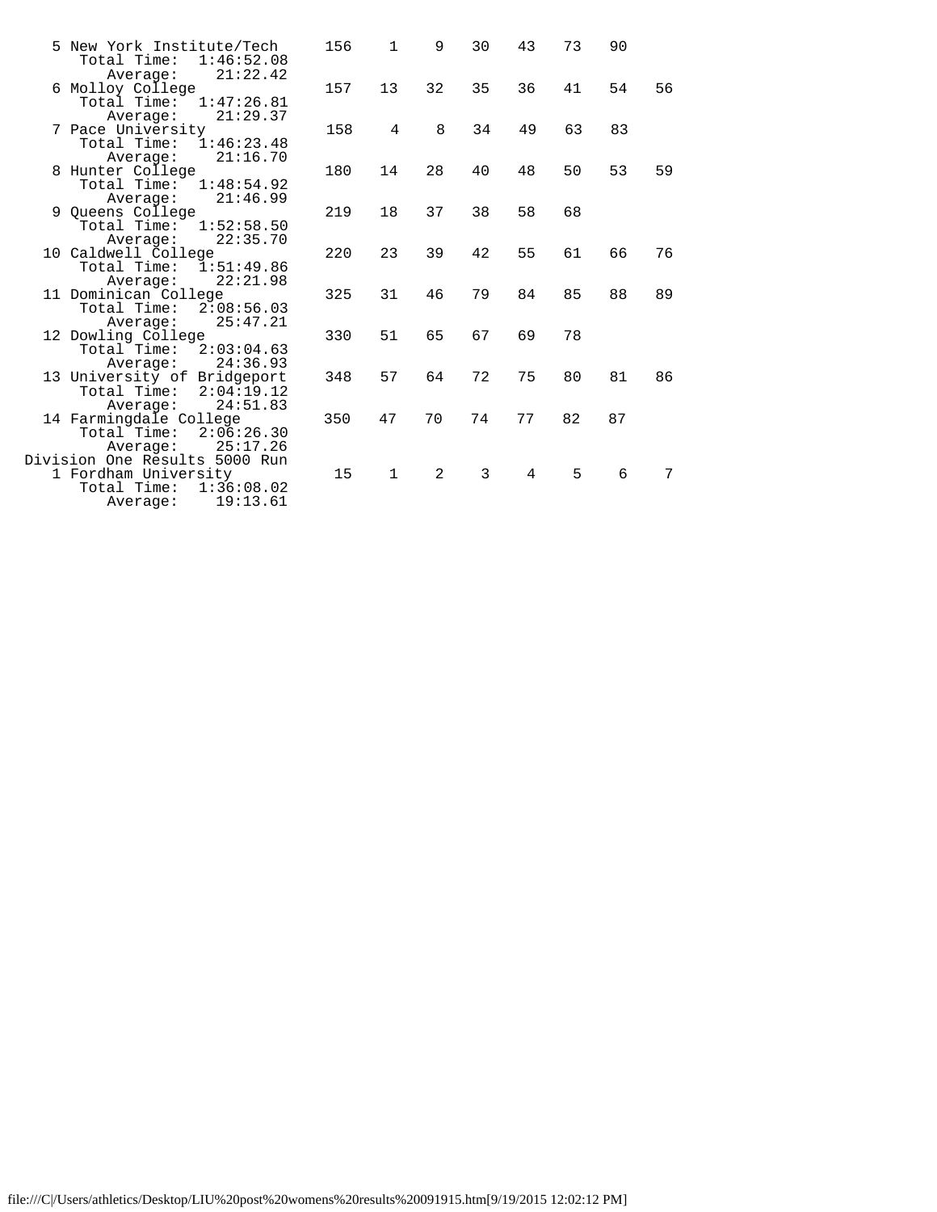```
  5 New York Institute/Tech      156    1    9   30   43   73   90
     Total Time:  1:46:52.08
        Average:    21:22.42
  6 Molloy College               157   13   32   35   36   41   54   56
     Total Time:  1:47:26.81
        Average:    21:29.37
  7 Pace University              158    4    8   34   49   63   83
     Total Time:  1:46:23.48
        Average:    21:16.70
  8 Hunter College               180   14   28   40   48   50   53   59
     Total Time:  1:48:54.92
        Average:    21:46.99
  9 Queens College               219   18   37   38   58   68
     Total Time:  1:52:58.50
        Average:    22:35.70
 10 Caldwell College             220   23   39   42   55   61   66   76
     Total Time:  1:51:49.86
        Average:    22:21.98
 11 Dominican College            325   31   46   79   84   85   88   89
     Total Time:  2:08:56.03
        Average:    25:47.21
 12 Dowling College              330   51   65   67   69   78
     Total Time:  2:03:04.63
        Average:    24:36.93
 13 University of Bridgeport     348   57   64   72   75   80   81   86
     Total Time:  2:04:19.12
        Average:    24:51.83
 14 Farmingdale College          350   47   70   74   77   82   87
     Total Time:  2:06:26.30
        Average:    25:17.26
Division One Results 5000 Run
  1 Fordham University            15    1    2    3    4    5    6    7
     Total Time:  1:36:08.02
        Average:    19:13.61
```